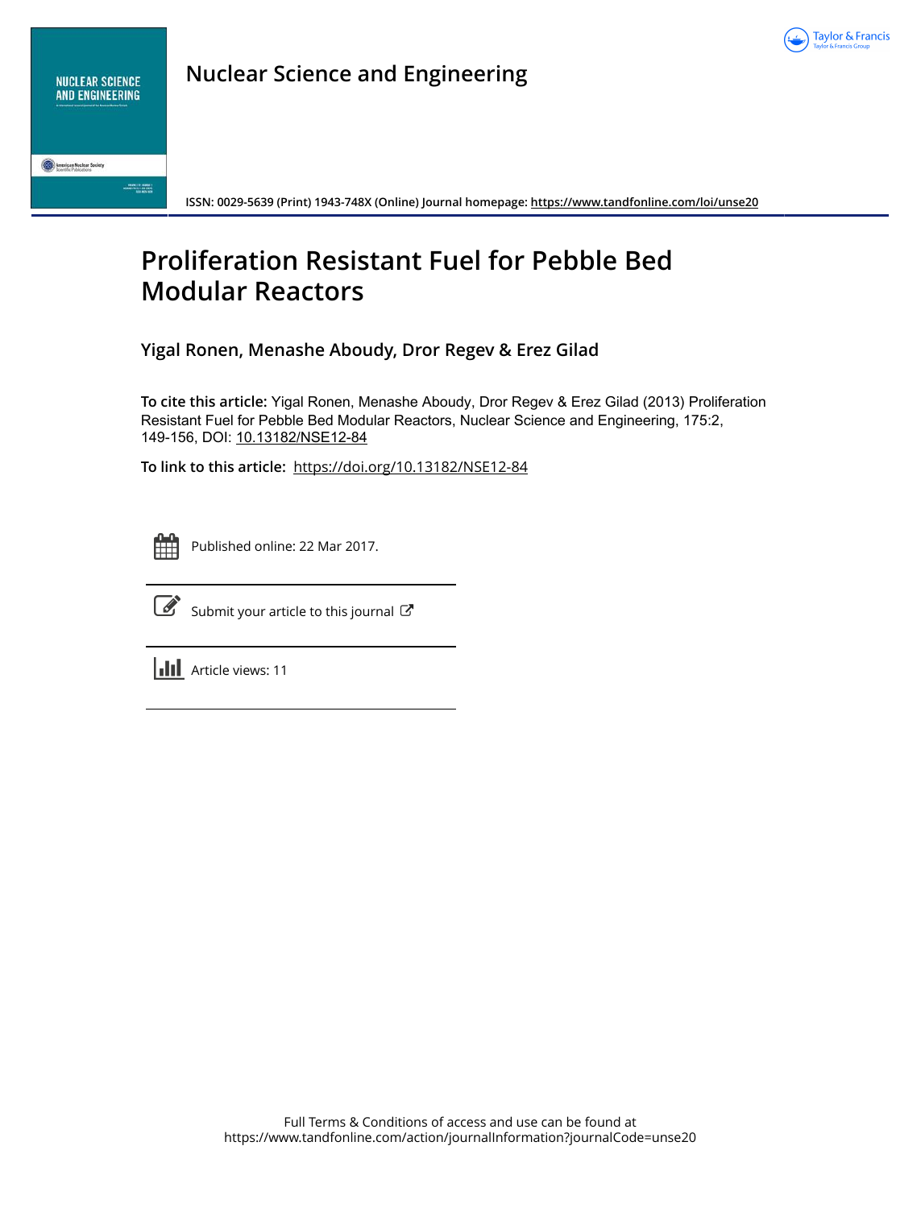**Nuclear Science and Engineering**

ISSN: 0029-5639 (Print) 1943-748X (Online) Journal homepage: https://www.tandfonline.com/loi/unse20

# Proliferation Resistant Fuel for Pebble Bed Modular Reactors

**Yigal Ronen, Menashe Aboudy, Dror Regev & Erez Gilad**

**To cite this article:** Yigal Ronen, Menashe Aboudy, Dror Regev & Erez Gilad (2013) Proliferation Resistant Fuel for Pebble Bed Modular Reactors, Nuclear Science and Engineering, 175:2, 149-156, DOI: 10.13182/NSE12-84

**To link to this article:** https://doi.org/10.13182/NSE12-84

Published online: 22 Mar 2017.

Submit your article to this journal

Article views: 11

Full Terms & Conditions of access and use can be found at
https://www.tandfonline.com/action/journalInformation?journalCode=unse20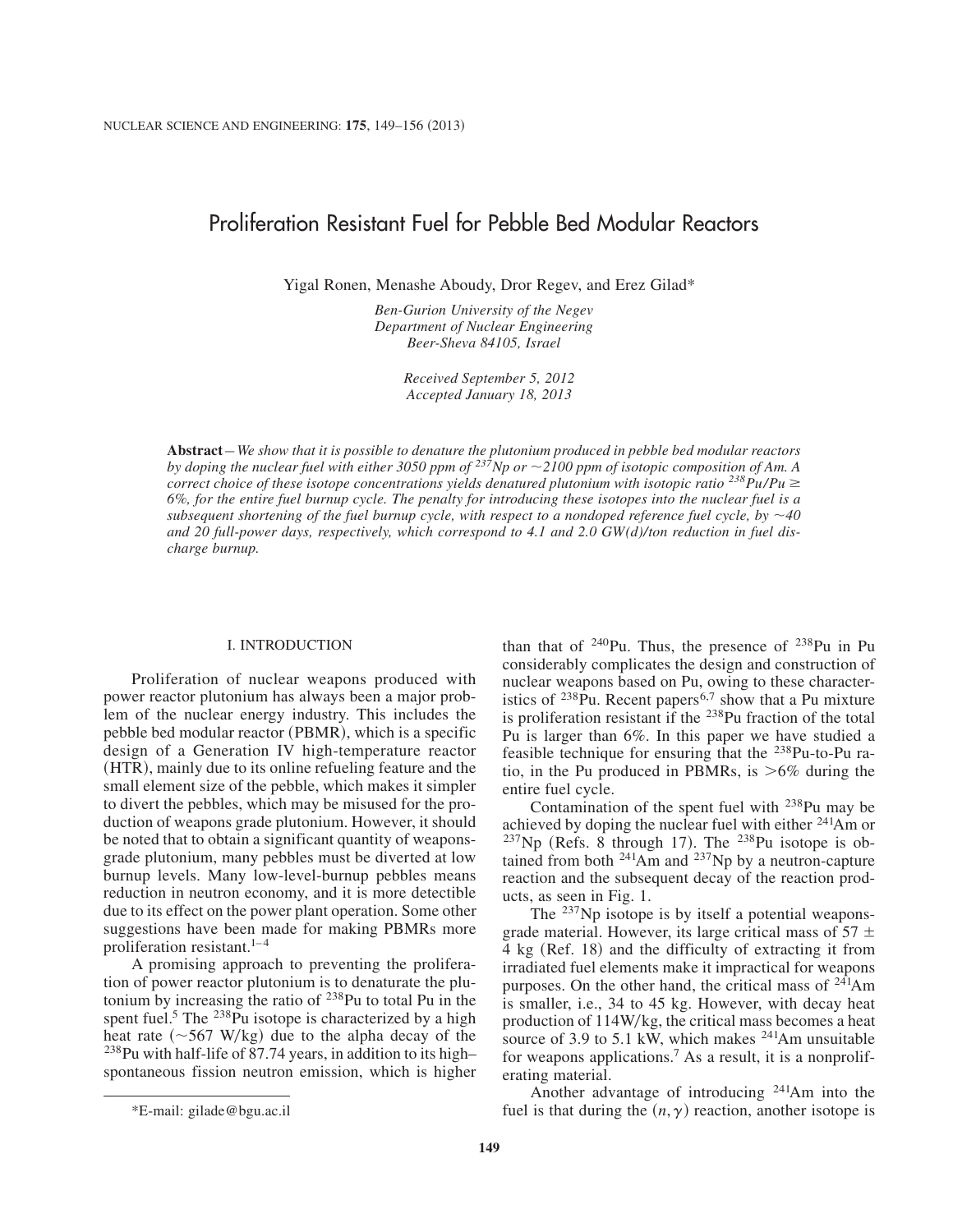# Proliferation Resistant Fuel for Pebble Bed Modular Reactors

Yigal Ronen, Menashe Aboudy, Dror Regev, and Erez Gilad*

*Ben-Gurion University of the Negev*
*Department of Nuclear Engineering*
*Beer-Sheva 84105, Israel*

*Received September 5, 2012*
*Accepted January 18, 2013*

**Abstract** – *We show that it is possible to denature the plutonium produced in pebble bed modular reactors by doping the nuclear fuel with either 3050 ppm of $^{237}Np$ or ~2100 ppm of isotopic composition of Am. A correct choice of these isotope concentrations yields denatured plutonium with isotopic ratio $^{238}Pu/Pu \geq$ 6%, for the entire fuel burnup cycle. The penalty for introducing these isotopes into the nuclear fuel is a subsequent shortening of the fuel burnup cycle, with respect to a nondoped reference fuel cycle, by ~40 and 20 full-power days, respectively, which correspond to 4.1 and 2.0 GW(d)/ton reduction in fuel discharge burnup.*

## I. INTRODUCTION

Proliferation of nuclear weapons produced with power reactor plutonium has always been a major problem of the nuclear energy industry. This includes the pebble bed modular reactor (PBMR), which is a specific design of a Generation IV high-temperature reactor (HTR), mainly due to its online refueling feature and the small element size of the pebble, which makes it simpler to divert the pebbles, which may be misused for the production of weapons grade plutonium. However, it should be noted that to obtain a significant quantity of weapons-grade plutonium, many pebbles must be diverted at low burnup levels. Many low-level-burnup pebbles means reduction in neutron economy, and it is more detectible due to its effect on the power plant operation. Some other suggestions have been made for making PBMRs more proliferation resistant.[1–4]

A promising approach to preventing the proliferation of power reactor plutonium is to denaturate the plutonium by increasing the ratio of $^{238}$Pu to total Pu in the spent fuel.[5] The $^{238}$Pu isotope is characterized by a high heat rate (~567 W/kg) due to the alpha decay of the $^{238}$Pu with half-life of 87.74 years, in addition to its high–spontaneous fission neutron emission, which is higher than that of $^{240}$Pu. Thus, the presence of $^{238}$Pu in Pu considerably complicates the design and construction of nuclear weapons based on Pu, owing to these characteristics of $^{238}$Pu. Recent papers[6,7] show that a Pu mixture is proliferation resistant if the $^{238}$Pu fraction of the total Pu is larger than 6%. In this paper we have studied a feasible technique for ensuring that the $^{238}$Pu-to-Pu ratio, in the Pu produced in PBMRs, is >6% during the entire fuel cycle.

Contamination of the spent fuel with $^{238}$Pu may be achieved by doping the nuclear fuel with either $^{241}$Am or $^{237}$Np (Refs. 8 through 17). The $^{238}$Pu isotope is obtained from both $^{241}$Am and $^{237}$Np by a neutron-capture reaction and the subsequent decay of the reaction products, as seen in Fig. 1.

The $^{237}$Np isotope is by itself a potential weapons-grade material. However, its large critical mass of 57 ± 4 kg (Ref. 18) and the difficulty of extracting it from irradiated fuel elements make it impractical for weapons purposes. On the other hand, the critical mass of $^{241}$Am is smaller, i.e., 34 to 45 kg. However, with decay heat production of 114W/kg, the critical mass becomes a heat source of 3.9 to 5.1 kW, which makes $^{241}$Am unsuitable for weapons applications.[7] As a result, it is a nonproliferating material.

Another advantage of introducing $^{241}$Am into the fuel is that during the $(n, \gamma)$ reaction, another isotope is

*E-mail: gilade@bgu.ac.il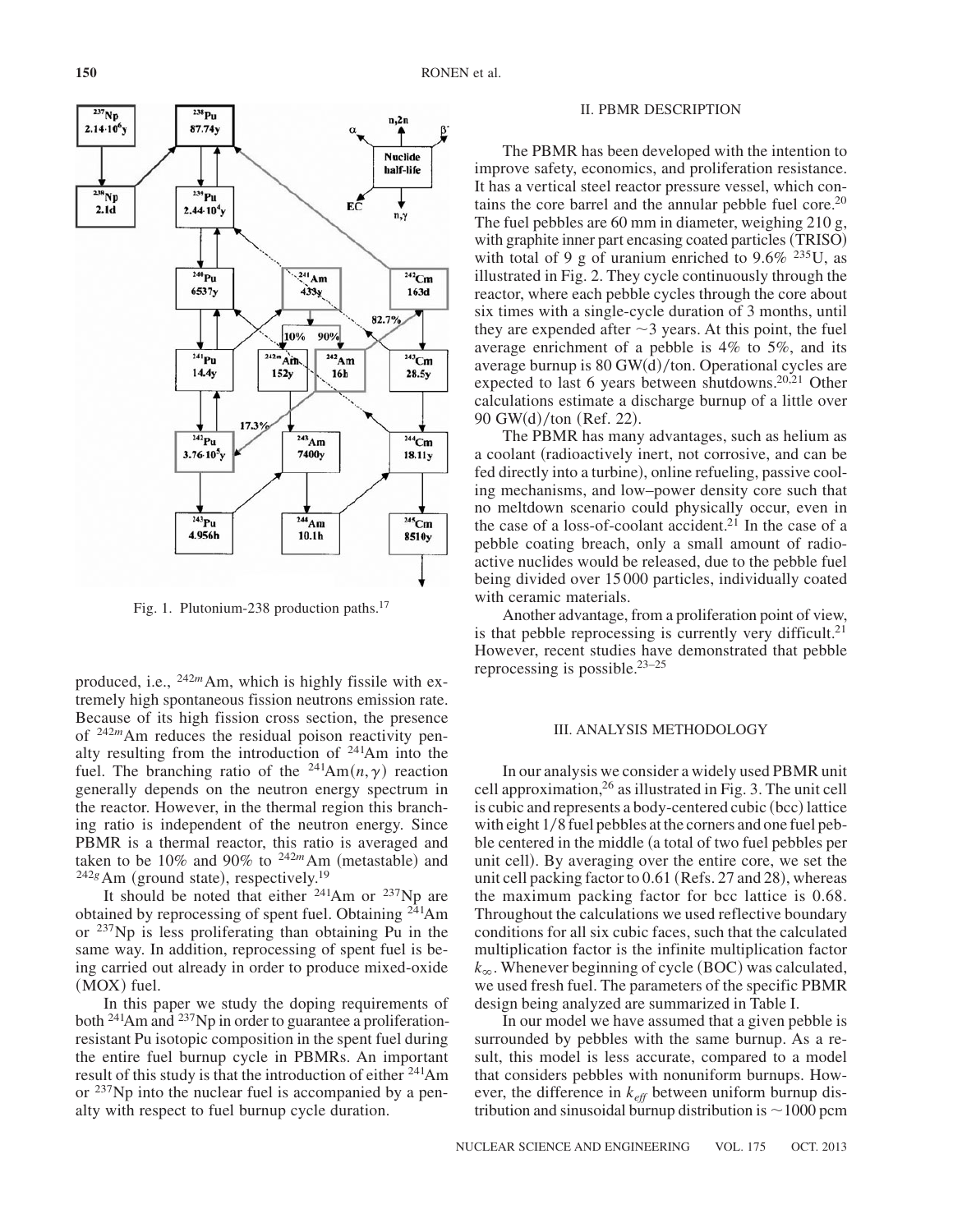Fig. 1. Plutonium-238 production paths.[17]

produced, i.e., $^{242m}$Am, which is highly fissile with extremely high spontaneous fission neutrons emission rate. Because of its high fission cross section, the presence of $^{242m}$Am reduces the residual poison reactivity penalty resulting from the introduction of $^{241}$Am into the fuel. The branching ratio of the $^{241}$Am$(n,\gamma)$ reaction generally depends on the neutron energy spectrum in the reactor. However, in the thermal region this branching ratio is independent of the neutron energy. Since PBMR is a thermal reactor, this ratio is averaged and taken to be 10% and 90% to $^{242m}$Am (metastable) and $^{242g}$Am (ground state), respectively.[19]

It should be noted that either $^{241}$Am or $^{237}$Np are obtained by reprocessing of spent fuel. Obtaining $^{241}$Am or $^{237}$Np is less proliferating than obtaining Pu in the same way. In addition, reprocessing of spent fuel is being carried out already in order to produce mixed-oxide (MOX) fuel.

In this paper we study the doping requirements of both $^{241}$Am and $^{237}$Np in order to guarantee a proliferation-resistant Pu isotopic composition in the spent fuel during the entire fuel burnup cycle in PBMRs. An important result of this study is that the introduction of either $^{241}$Am or $^{237}$Np into the nuclear fuel is accompanied by a penalty with respect to fuel burnup cycle duration.

## II. PBMR DESCRIPTION

The PBMR has been developed with the intention to improve safety, economics, and proliferation resistance. It has a vertical steel reactor pressure vessel, which contains the core barrel and the annular pebble fuel core.[20] The fuel pebbles are 60 mm in diameter, weighing 210 g, with graphite inner part encasing coated particles (TRISO) with total of 9 g of uranium enriched to 9.6% $^{235}$U, as illustrated in Fig. 2. They cycle continuously through the reactor, where each pebble cycles through the core about six times with a single-cycle duration of 3 months, until they are expended after ~3 years. At this point, the fuel average enrichment of a pebble is 4% to 5%, and its average burnup is 80 GW(d)/ton. Operational cycles are expected to last 6 years between shutdowns.[20,21] Other calculations estimate a discharge burnup of a little over 90 GW(d)/ton (Ref. 22).

The PBMR has many advantages, such as helium as a coolant (radioactively inert, not corrosive, and can be fed directly into a turbine), online refueling, passive cooling mechanisms, and low–power density core such that no meltdown scenario could physically occur, even in the case of a loss-of-coolant accident.[21] In the case of a pebble coating breach, only a small amount of radioactive nuclides would be released, due to the pebble fuel being divided over 15 000 particles, individually coated with ceramic materials.

Another advantage, from a proliferation point of view, is that pebble reprocessing is currently very difficult.[21] However, recent studies have demonstrated that pebble reprocessing is possible.[23–25]

## III. ANALYSIS METHODOLOGY

In our analysis we consider a widely used PBMR unit cell approximation,[26] as illustrated in Fig. 3. The unit cell is cubic and represents a body-centered cubic (bcc) lattice with eight 1/8 fuel pebbles at the corners and one fuel pebble centered in the middle (a total of two fuel pebbles per unit cell). By averaging over the entire core, we set the unit cell packing factor to 0.61 (Refs. 27 and 28), whereas the maximum packing factor for bcc lattice is 0.68. Throughout the calculations we used reflective boundary conditions for all six cubic faces, such that the calculated multiplication factor is the infinite multiplication factor $k_\infty$. Whenever beginning of cycle (BOC) was calculated, we used fresh fuel. The parameters of the specific PBMR design being analyzed are summarized in Table I.

In our model we have assumed that a given pebble is surrounded by pebbles with the same burnup. As a result, this model is less accurate, compared to a model that considers pebbles with nonuniform burnups. However, the difference in $k_{eff}$ between uniform burnup distribution and sinusoidal burnup distribution is ~1000 pcm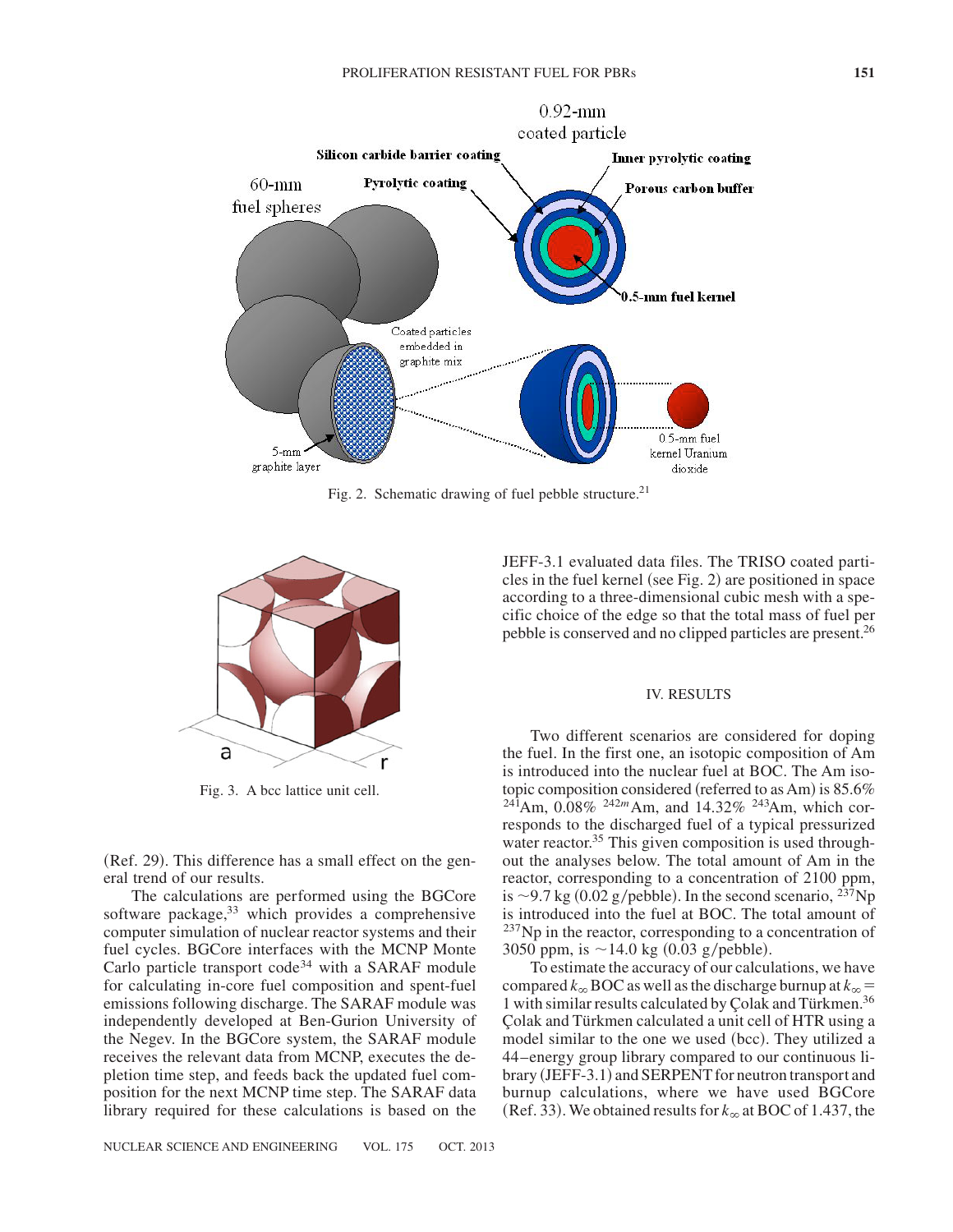Fig. 2. Schematic drawing of fuel pebble structure.[21]

Fig. 3. A bcc lattice unit cell.

(Ref. 29). This difference has a small effect on the general trend of our results.

The calculations are performed using the BGCore software package,[33] which provides a comprehensive computer simulation of nuclear reactor systems and their fuel cycles. BGCore interfaces with the MCNP Monte Carlo particle transport code[34] with a SARAF module for calculating in-core fuel composition and spent-fuel emissions following discharge. The SARAF module was independently developed at Ben-Gurion University of the Negev. In the BGCore system, the SARAF module receives the relevant data from MCNP, executes the depletion time step, and feeds back the updated fuel composition for the next MCNP time step. The SARAF data library required for these calculations is based on the JEFF-3.1 evaluated data files. The TRISO coated particles in the fuel kernel (see Fig. 2) are positioned in space according to a three-dimensional cubic mesh with a specific choice of the edge so that the total mass of fuel per pebble is conserved and no clipped particles are present.[26]

## IV. RESULTS

Two different scenarios are considered for doping the fuel. In the first one, an isotopic composition of Am is introduced into the nuclear fuel at BOC. The Am isotopic composition considered (referred to as Am) is 85.6% $^{241}$Am, 0.08% $^{242m}$Am, and 14.32% $^{243}$Am, which corresponds to the discharged fuel of a typical pressurized water reactor.[35] This given composition is used throughout the analyses below. The total amount of Am in the reactor, corresponding to a concentration of 2100 ppm, is ~9.7 kg (0.02 g/pebble). In the second scenario, $^{237}$Np is introduced into the fuel at BOC. The total amount of $^{237}$Np in the reactor, corresponding to a concentration of 3050 ppm, is ~14.0 kg (0.03 g/pebble).

To estimate the accuracy of our calculations, we have compared $k_\infty$ BOC as well as the discharge burnup at $k_\infty = 1$ with similar results calculated by Çolak and Türkmen.[36] Çolak and Türkmen calculated a unit cell of HTR using a model similar to the one we used (bcc). They utilized a 44–energy group library compared to our continuous library (JEFF-3.1) and SERPENT for neutron transport and burnup calculations, where we have used BGCore (Ref. 33). We obtained results for $k_\infty$ at BOC of 1.437, the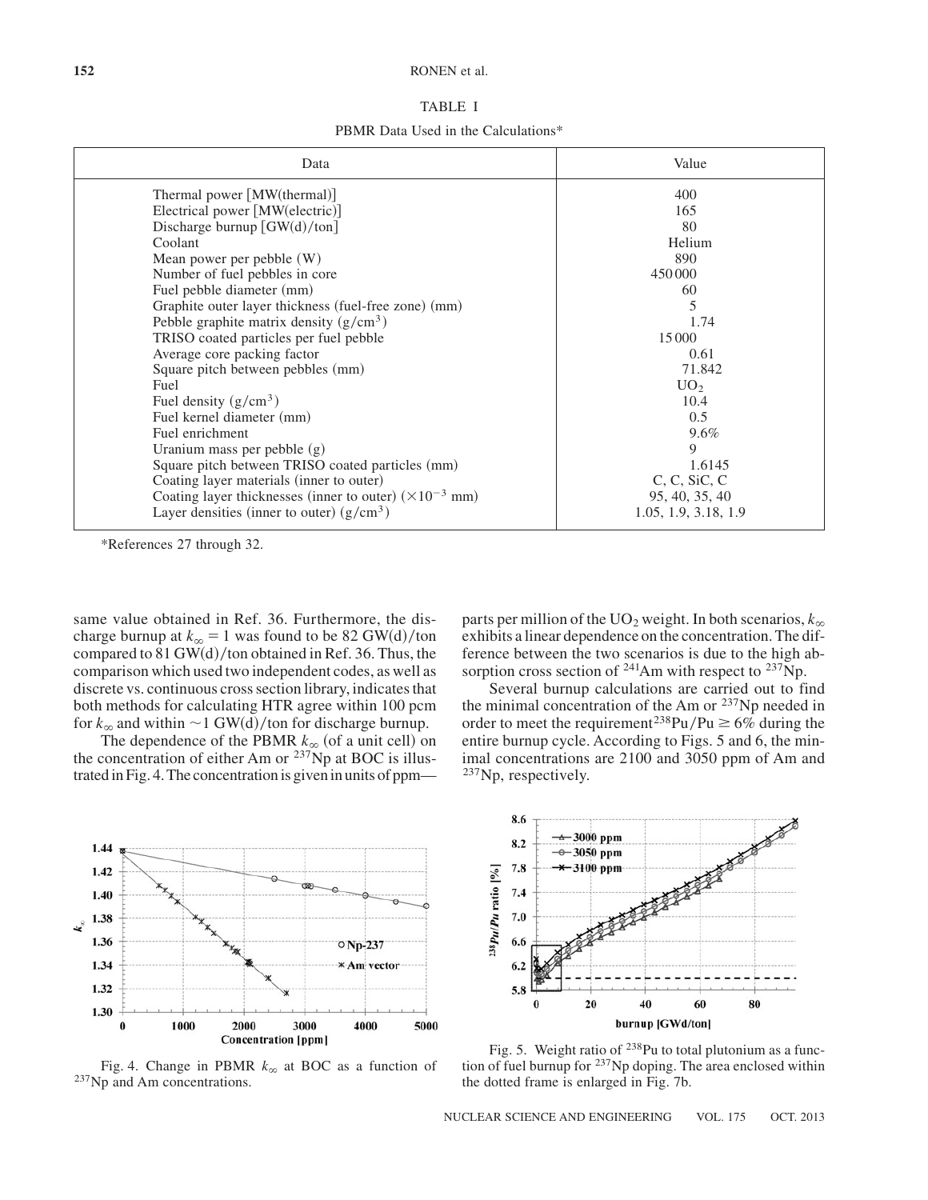TABLE I

PBMR Data Used in the Calculations*

| Data | Value |
|---|---|
| Thermal power [MW(thermal)] | 400 |
| Electrical power [MW(electric)] | 165 |
| Discharge burnup [GW(d)/ton] | 80 |
| Coolant | Helium |
| Mean power per pebble (W) | 890 |
| Number of fuel pebbles in core | 450 000 |
| Fuel pebble diameter (mm) | 60 |
| Graphite outer layer thickness (fuel-free zone) (mm) | 5 |
| Pebble graphite matrix density $(g/cm^3)$ | 1.74 |
| TRISO coated particles per fuel pebble | 15 000 |
| Average core packing factor | 0.61 |
| Square pitch between pebbles (mm) | 71.842 |
| Fuel | $UO_2$ |
| Fuel density $(g/cm^3)$ | 10.4 |
| Fuel kernel diameter (mm) | 0.5 |
| Fuel enrichment | 9.6% |
| Uranium mass per pebble (g) | 9 |
| Square pitch between TRISO coated particles (mm) | 1.6145 |
| Coating layer materials (inner to outer) | C, C, SiC, C |
| Coating layer thicknesses (inner to outer) $(\times 10^{-3}$ mm) | 95, 40, 35, 40 |
| Layer densities (inner to outer) $(g/cm^3)$ | 1.05, 1.9, 3.18, 1.9 |

*References 27 through 32.

same value obtained in Ref. 36. Furthermore, the discharge burnup at $k_\infty = 1$ was found to be 82 GW(d)/ton compared to 81 GW(d)/ton obtained in Ref. 36. Thus, the comparison which used two independent codes, as well as discrete vs. continuous cross section library, indicates that both methods for calculating HTR agree within 100 pcm for $k_\infty$ and within ~1 GW(d)/ton for discharge burnup.

The dependence of the PBMR $k_\infty$ (of a unit cell) on the concentration of either Am or $^{237}Np$ at BOC is illustrated in Fig. 4. The concentration is given in units of ppm—parts per million of the $UO_2$ weight. In both scenarios, $k_\infty$ exhibits a linear dependence on the concentration. The difference between the two scenarios is due to the high absorption cross section of $^{241}Am$ with respect to $^{237}Np$.

Several burnup calculations are carried out to find the minimal concentration of the Am or $^{237}Np$ needed in order to meet the requirement $^{238}Pu/Pu \geq 6\%$ during the entire burnup cycle. According to Figs. 5 and 6, the minimal concentrations are 2100 and 3050 ppm of Am and $^{237}Np$, respectively.

Fig. 4. Change in PBMR $k_\infty$ at BOC as a function of $^{237}Np$ and Am concentrations.

Fig. 5. Weight ratio of $^{238}Pu$ to total plutonium as a function of fuel burnup for $^{237}Np$ doping. The area enclosed within the dotted frame is enlarged in Fig. 7b.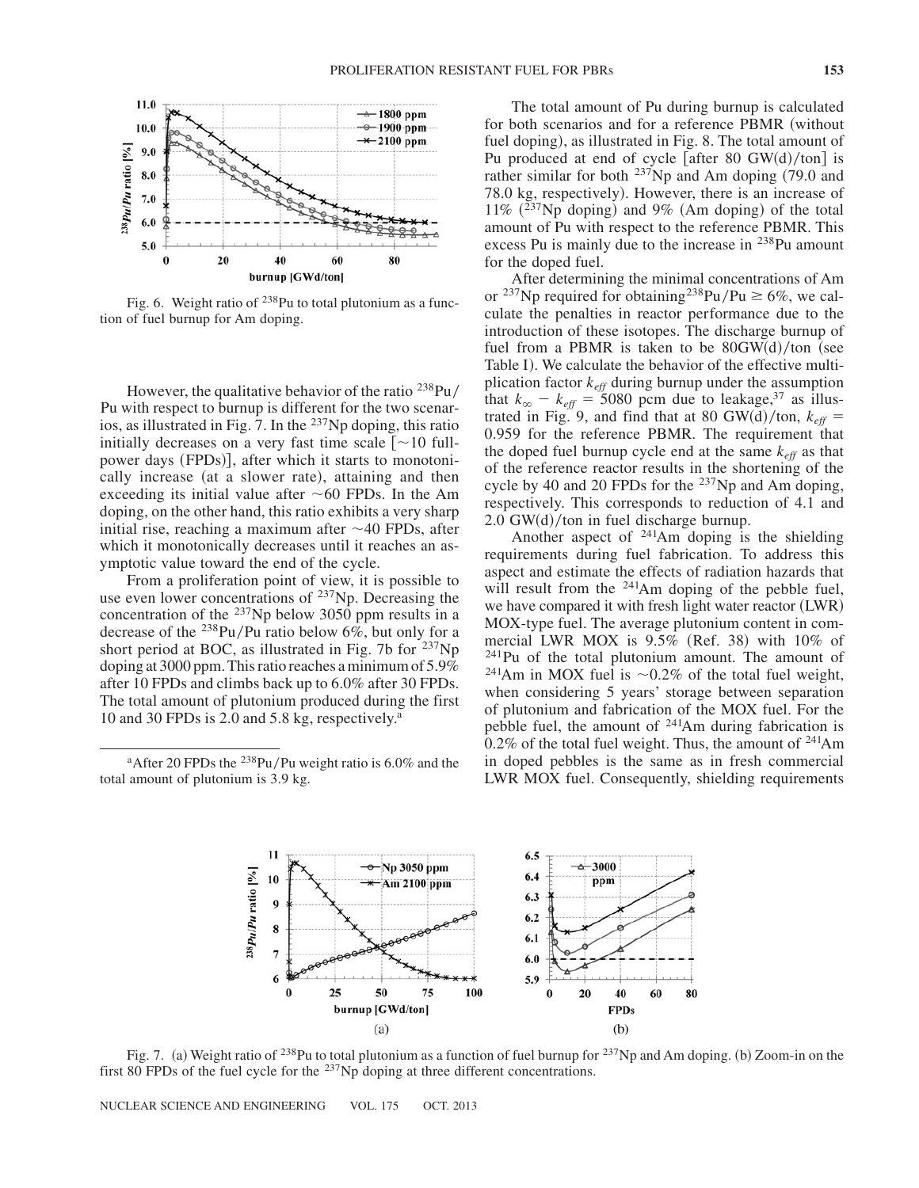Fig. 6. Weight ratio of $^{238}Pu$ to total plutonium as a function of fuel burnup for Am doping.

However, the qualitative behavior of the ratio $^{238}Pu$/Pu with respect to burnup is different for the two scenarios, as illustrated in Fig. 7. In the $^{237}Np$ doping, this ratio initially decreases on a very fast time scale [~10 full-power days (FPDs)], after which it starts to monotonically increase (at a slower rate), attaining and then exceeding its initial value after ~60 FPDs. In the Am doping, on the other hand, this ratio exhibits a very sharp initial rise, reaching a maximum after ~40 FPDs, after which it monotonically decreases until it reaches an asymptotic value toward the end of the cycle.

From a proliferation point of view, it is possible to use even lower concentrations of $^{237}Np$. Decreasing the concentration of the $^{237}Np$ below 3050 ppm results in a decrease of the $^{238}Pu$/Pu ratio below 6%, but only for a short period at BOC, as illustrated in Fig. 7b for $^{237}Np$ doping at 3000 ppm. This ratio reaches a minimum of 5.9% after 10 FPDs and climbs back up to 6.0% after 30 FPDs. The total amount of plutonium produced during the first 10 and 30 FPDs is 2.0 and 5.8 kg, respectively.[a]

[a]After 20 FPDs the $^{238}Pu$/Pu weight ratio is 6.0% and the total amount of plutonium is 3.9 kg.

The total amount of Pu during burnup is calculated for both scenarios and for a reference PBMR (without fuel doping), as illustrated in Fig. 8. The total amount of Pu produced at end of cycle [after 80 GW(d)/ton] is rather similar for both $^{237}Np$ and Am doping (79.0 and 78.0 kg, respectively). However, there is an increase of 11% ($^{237}Np$ doping) and 9% (Am doping) of the total amount of Pu with respect to the reference PBMR. This excess Pu is mainly due to the increase in $^{238}Pu$ amount for the doped fuel.

After determining the minimal concentrations of Am or $^{237}Np$ required for obtaining $^{238}Pu/Pu \geq 6\%$, we calculate the penalties in reactor performance due to the introduction of these isotopes. The discharge burnup of fuel from a PBMR is taken to be 80GW(d)/ton (see Table I). We calculate the behavior of the effective multiplication factor $k_{eff}$ during burnup under the assumption that $k_{\infty} - k_{eff} = 5080$ pcm due to leakage,[37] as illustrated in Fig. 9, and find that at 80 GW(d)/ton, $k_{eff} = 0.959$ for the reference PBMR. The requirement that the doped fuel burnup cycle end at the same $k_{eff}$ as that of the reference reactor results in the shortening of the cycle by 40 and 20 FPDs for the $^{237}Np$ and Am doping, respectively. This corresponds to reduction of 4.1 and 2.0 GW(d)/ton in fuel discharge burnup.

Another aspect of $^{241}Am$ doping is the shielding requirements during fuel fabrication. To address this aspect and estimate the effects of radiation hazards that will result from the $^{241}Am$ doping of the pebble fuel, we have compared it with fresh light water reactor (LWR) MOX-type fuel. The average plutonium content in commercial LWR MOX is 9.5% (Ref. 38) with 10% of $^{241}Pu$ of the total plutonium amount. The amount of $^{241}Am$ in MOX fuel is ~0.2% of the total fuel weight, when considering 5 years' storage between separation of plutonium and fabrication of the MOX fuel. For the pebble fuel, the amount of $^{241}Am$ during fabrication is 0.2% of the total fuel weight. Thus, the amount of $^{241}Am$ in doped pebbles is the same as in fresh commercial LWR MOX fuel. Consequently, shielding requirements

Fig. 7. (a) Weight ratio of $^{238}Pu$ to total plutonium as a function of fuel burnup for $^{237}Np$ and Am doping. (b) Zoom-in on the first 80 FPDs of the fuel cycle for the $^{237}Np$ doping at three different concentrations.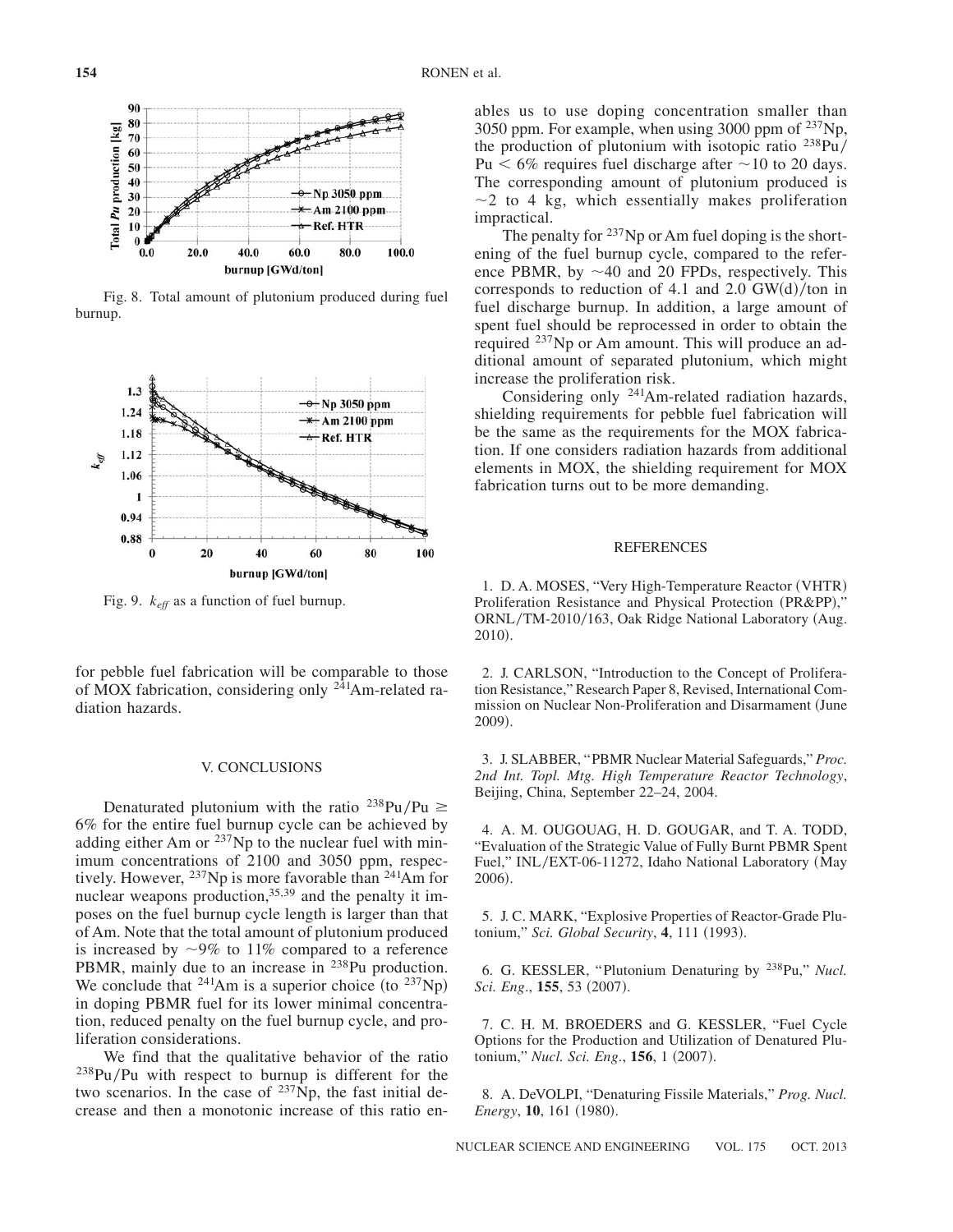Fig. 8. Total amount of plutonium produced during fuel burnup.

Fig. 9. $k_{eff}$ as a function of fuel burnup.

for pebble fuel fabrication will be comparable to those of MOX fabrication, considering only $^{241}$Am-related radiation hazards.

## V. CONCLUSIONS

Denaturated plutonium with the ratio $^{238}$Pu/Pu $\geq$ 6% for the entire fuel burnup cycle can be achieved by adding either Am or $^{237}$Np to the nuclear fuel with minimum concentrations of 2100 and 3050 ppm, respectively. However, $^{237}$Np is more favorable than $^{241}$Am for nuclear weapons production,[35,39] and the penalty it imposes on the fuel burnup cycle length is larger than that of Am. Note that the total amount of plutonium produced is increased by ~9% to 11% compared to a reference PBMR, mainly due to an increase in $^{238}$Pu production. We conclude that $^{241}$Am is a superior choice (to $^{237}$Np) in doping PBMR fuel for its lower minimal concentration, reduced penalty on the fuel burnup cycle, and proliferation considerations.

We find that the qualitative behavior of the ratio $^{238}$Pu/Pu with respect to burnup is different for the two scenarios. In the case of $^{237}$Np, the fast initial decrease and then a monotonic increase of this ratio enables us to use doping concentration smaller than 3050 ppm. For example, when using 3000 ppm of $^{237}$Np, the production of plutonium with isotopic ratio $^{238}$Pu/Pu < 6% requires fuel discharge after ~10 to 20 days. The corresponding amount of plutonium produced is ~2 to 4 kg, which essentially makes proliferation impractical.

The penalty for $^{237}$Np or Am fuel doping is the shortening of the fuel burnup cycle, compared to the reference PBMR, by ~40 and 20 FPDs, respectively. This corresponds to reduction of 4.1 and 2.0 GW(d)/ton in fuel discharge burnup. In addition, a large amount of spent fuel should be reprocessed in order to obtain the required $^{237}$Np or Am amount. This will produce an additional amount of separated plutonium, which might increase the proliferation risk.

Considering only $^{241}$Am-related radiation hazards, shielding requirements for pebble fuel fabrication will be the same as the requirements for the MOX fabrication. If one considers radiation hazards from additional elements in MOX, the shielding requirement for MOX fabrication turns out to be more demanding.

## REFERENCES

1. D. A. MOSES, "Very High-Temperature Reactor (VHTR) Proliferation Resistance and Physical Protection (PR&PP)," ORNL/TM-2010/163, Oak Ridge National Laboratory (Aug. 2010).

2. J. CARLSON, "Introduction to the Concept of Proliferation Resistance," Research Paper 8, Revised, International Commission on Nuclear Non-Proliferation and Disarmament (June 2009).

3. J. SLABBER, "PBMR Nuclear Material Safeguards," *Proc. 2nd Int. Topl. Mtg. High Temperature Reactor Technology*, Beijing, China, September 22–24, 2004.

4. A. M. OUGOUAG, H. D. GOUGAR, and T. A. TODD, "Evaluation of the Strategic Value of Fully Burnt PBMR Spent Fuel," INL/EXT-06-11272, Idaho National Laboratory (May 2006).

5. J. C. MARK, "Explosive Properties of Reactor-Grade Plutonium," *Sci. Global Security*, **4**, 111 (1993).

6. G. KESSLER, "Plutonium Denaturing by $^{238}$Pu," *Nucl. Sci. Eng*., **155**, 53 (2007).

7. C. H. M. BROEDERS and G. KESSLER, "Fuel Cycle Options for the Production and Utilization of Denatured Plutonium," *Nucl. Sci. Eng*., **156**, 1 (2007).

8. A. DeVOLPI, "Denaturing Fissile Materials," *Prog. Nucl. Energy*, **10**, 161 (1980).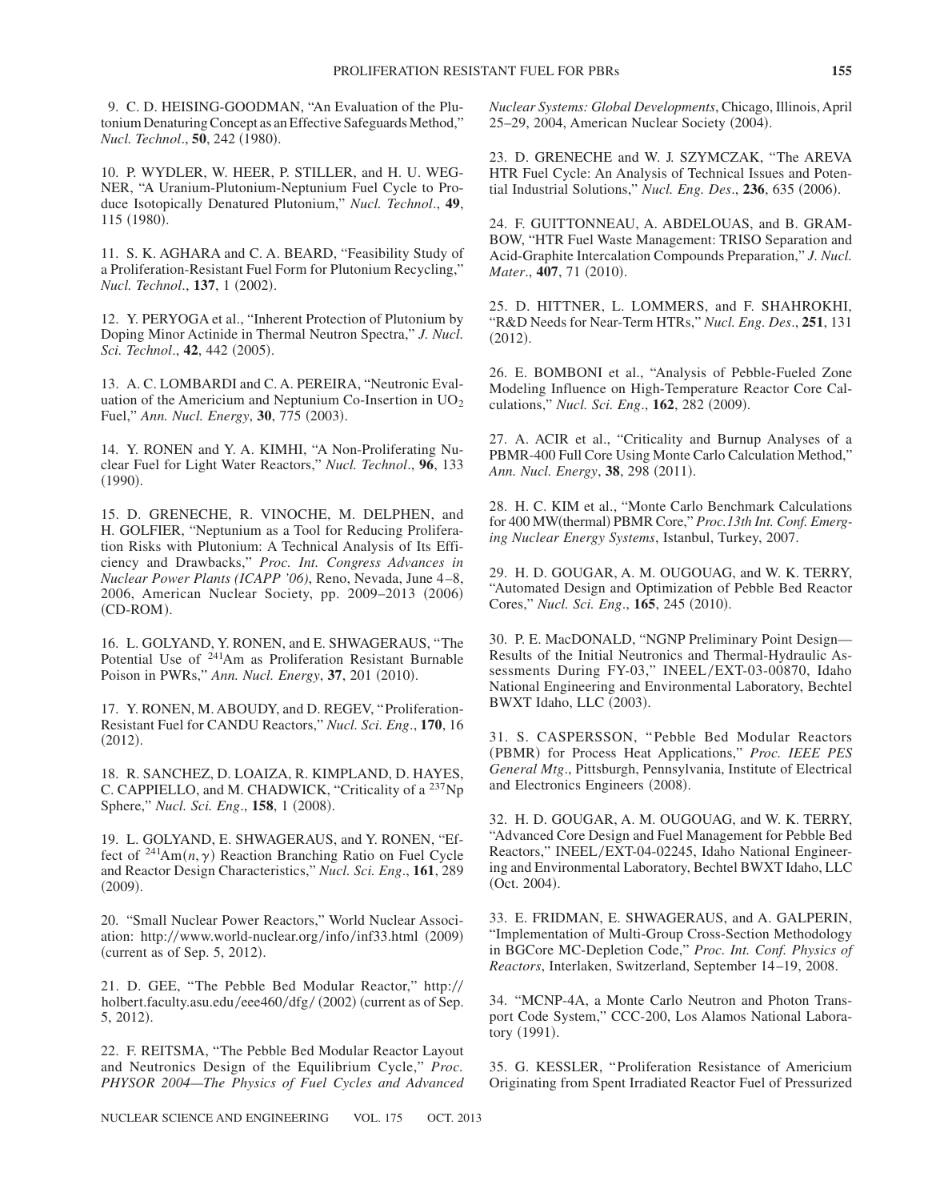9. C. D. HEISING-GOODMAN, "An Evaluation of the Plutonium Denaturing Concept as an Effective Safeguards Method," *Nucl. Technol*., **50**, 242 (1980).

10. P. WYDLER, W. HEER, P. STILLER, and H. U. WEGNER, "A Uranium-Plutonium-Neptunium Fuel Cycle to Produce Isotopically Denatured Plutonium," *Nucl. Technol*., **49**, 115 (1980).

11. S. K. AGHARA and C. A. BEARD, "Feasibility Study of a Proliferation-Resistant Fuel Form for Plutonium Recycling," *Nucl. Technol*., **137**, 1 (2002).

12. Y. PERYOGA et al., "Inherent Protection of Plutonium by Doping Minor Actinide in Thermal Neutron Spectra," *J. Nucl. Sci. Technol*., **42**, 442 (2005).

13. A. C. LOMBARDI and C. A. PEREIRA, "Neutronic Evaluation of the Americium and Neptunium Co-Insertion in $UO_2$ Fuel," *Ann. Nucl. Energy*, **30**, 775 (2003).

14. Y. RONEN and Y. A. KIMHI, "A Non-Proliferating Nuclear Fuel for Light Water Reactors," *Nucl. Technol*., **96**, 133 (1990).

15. D. GRENECHE, R. VINOCHE, M. DELPHEN, and H. GOLFIER, "Neptunium as a Tool for Reducing Proliferation Risks with Plutonium: A Technical Analysis of Its Efficiency and Drawbacks," *Proc. Int. Congress Advances in Nuclear Power Plants (ICAPP '06)*, Reno, Nevada, June 4–8, 2006, American Nuclear Society, pp. 2009–2013 (2006) (CD-ROM).

16. L. GOLYAND, Y. RONEN, and E. SHWAGERAUS, "The Potential Use of $^{241}$Am as Proliferation Resistant Burnable Poison in PWRs," *Ann. Nucl. Energy*, **37**, 201 (2010).

17. Y. RONEN, M. ABOUDY, and D. REGEV, "Proliferation-Resistant Fuel for CANDU Reactors," *Nucl. Sci. Eng*., **170**, 16 (2012).

18. R. SANCHEZ, D. LOAIZA, R. KIMPLAND, D. HAYES, C. CAPPIELLO, and M. CHADWICK, "Criticality of a $^{237}$Np Sphere," *Nucl. Sci. Eng*., **158**, 1 (2008).

19. L. GOLYAND, E. SHWAGERAUS, and Y. RONEN, "Effect of $^{241}$Am$(n,\gamma)$ Reaction Branching Ratio on Fuel Cycle and Reactor Design Characteristics," *Nucl. Sci. Eng*., **161**, 289 (2009).

20. "Small Nuclear Power Reactors," World Nuclear Association: http://www.world-nuclear.org/info/inf33.html (2009) (current as of Sep. 5, 2012).

21. D. GEE, "The Pebble Bed Modular Reactor," http://holbert.faculty.asu.edu/eee460/dfg/ (2002) (current as of Sep. 5, 2012).

22. F. REITSMA, "The Pebble Bed Modular Reactor Layout and Neutronics Design of the Equilibrium Cycle," *Proc. PHYSOR 2004—The Physics of Fuel Cycles and Advanced Nuclear Systems: Global Developments*, Chicago, Illinois, April 25–29, 2004, American Nuclear Society (2004).

23. D. GRENECHE and W. J. SZYMCZAK, "The AREVA HTR Fuel Cycle: An Analysis of Technical Issues and Potential Industrial Solutions," *Nucl. Eng. Des*., **236**, 635 (2006).

24. F. GUITTONNEAU, A. ABDELOUAS, and B. GRAMBOW, "HTR Fuel Waste Management: TRISO Separation and Acid-Graphite Intercalation Compounds Preparation," *J. Nucl. Mater*., **407**, 71 (2010).

25. D. HITTNER, L. LOMMERS, and F. SHAHROKHI, "R&D Needs for Near-Term HTRs," *Nucl. Eng. Des*., **251**, 131 (2012).

26. E. BOMBONI et al., "Analysis of Pebble-Fueled Zone Modeling Influence on High-Temperature Reactor Core Calculations," *Nucl. Sci. Eng*., **162**, 282 (2009).

27. A. ACIR et al., "Criticality and Burnup Analyses of a PBMR-400 Full Core Using Monte Carlo Calculation Method," *Ann. Nucl. Energy*, **38**, 298 (2011).

28. H. C. KIM et al., "Monte Carlo Benchmark Calculations for 400 MW(thermal) PBMR Core," *Proc.13th Int. Conf. Emerging Nuclear Energy Systems*, Istanbul, Turkey, 2007.

29. H. D. GOUGAR, A. M. OUGOUAG, and W. K. TERRY, "Automated Design and Optimization of Pebble Bed Reactor Cores," *Nucl. Sci. Eng*., **165**, 245 (2010).

30. P. E. MacDONALD, "NGNP Preliminary Point Design—Results of the Initial Neutronics and Thermal-Hydraulic Assessments During FY-03," INEEL/EXT-03-00870, Idaho National Engineering and Environmental Laboratory, Bechtel BWXT Idaho, LLC (2003).

31. S. CASPERSSON, "Pebble Bed Modular Reactors (PBMR) for Process Heat Applications," *Proc. IEEE PES General Mtg*., Pittsburgh, Pennsylvania, Institute of Electrical and Electronics Engineers (2008).

32. H. D. GOUGAR, A. M. OUGOUAG, and W. K. TERRY, "Advanced Core Design and Fuel Management for Pebble Bed Reactors," INEEL/EXT-04-02245, Idaho National Engineering and Environmental Laboratory, Bechtel BWXT Idaho, LLC (Oct. 2004).

33. E. FRIDMAN, E. SHWAGERAUS, and A. GALPERIN, "Implementation of Multi-Group Cross-Section Methodology in BGCore MC-Depletion Code," *Proc. Int. Conf. Physics of Reactors*, Interlaken, Switzerland, September 14–19, 2008.

34. "MCNP-4A, a Monte Carlo Neutron and Photon Transport Code System," CCC-200, Los Alamos National Laboratory (1991).

35. G. KESSLER, "Proliferation Resistance of Americium Originating from Spent Irradiated Reactor Fuel of Pressurized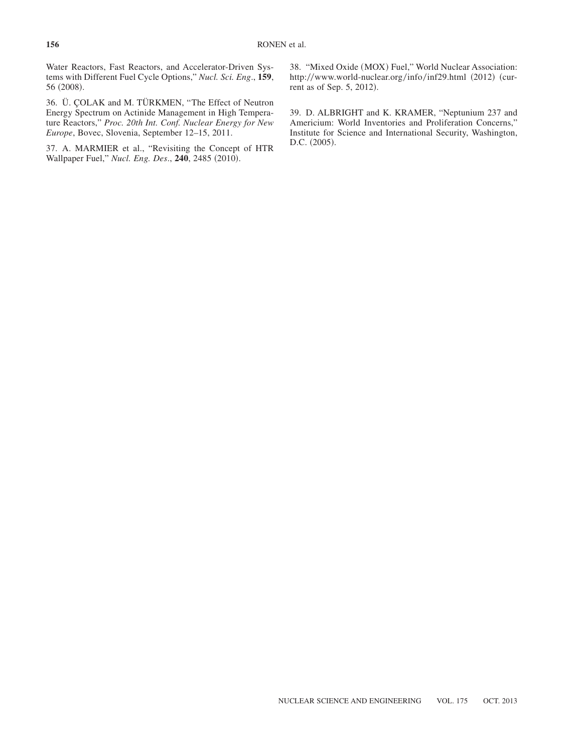Water Reactors, Fast Reactors, and Accelerator-Driven Systems with Different Fuel Cycle Options," *Nucl. Sci. Eng*., **159**, 56 (2008).

36. Ü. ÇOLAK and M. TÜRKMEN, "The Effect of Neutron Energy Spectrum on Actinide Management in High Temperature Reactors," *Proc. 20th Int. Conf. Nuclear Energy for New Europe*, Bovec, Slovenia, September 12–15, 2011.

37. A. MARMIER et al., "Revisiting the Concept of HTR Wallpaper Fuel," *Nucl. Eng. Des*., **240**, 2485 (2010).

38. "Mixed Oxide (MOX) Fuel," World Nuclear Association: http://www.world-nuclear.org/info/inf29.html (2012) (current as of Sep. 5, 2012).

39. D. ALBRIGHT and K. KRAMER, "Neptunium 237 and Americium: World Inventories and Proliferation Concerns," Institute for Science and International Security, Washington, D.C. (2005).